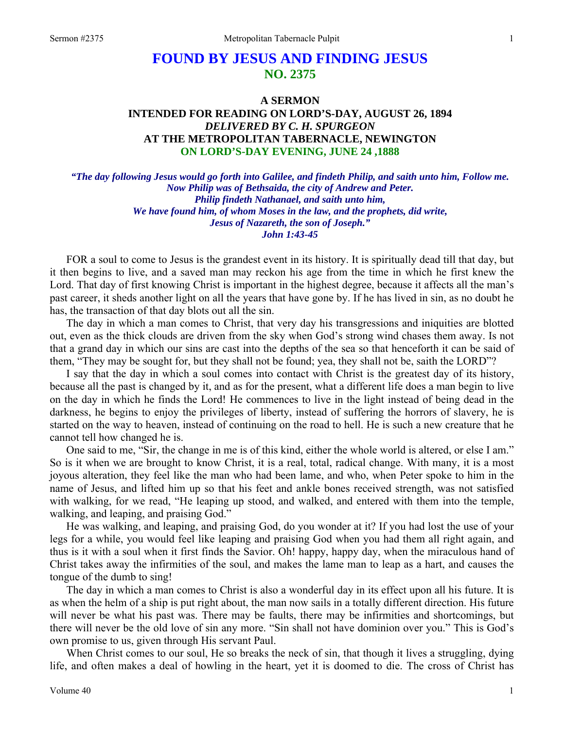# FOUND BY JESUS AND FINDING JESUS
## NO. 2375

### A SERMON
### INTENDED FOR READING ON LORD'S-DAY, AUGUST 26, 1894
### *DELIVERED BY C. H. SPURGEON*
### AT THE METROPOLITAN TABERNACLE, NEWINGTON
### ON LORD'S-DAY EVENING, JUNE 24 ,1888

*"The day following Jesus would go forth into Galilee, and findeth Philip, and saith unto him, Follow me. Now Philip was of Bethsaida, the city of Andrew and Peter. Philip findeth Nathanael, and saith unto him, We have found him, of whom Moses in the law, and the prophets, did write, Jesus of Nazareth, the son of Joseph." John 1:43-45*

FOR a soul to come to Jesus is the grandest event in its history. It is spiritually dead till that day, but it then begins to live, and a saved man may reckon his age from the time in which he first knew the Lord. That day of first knowing Christ is important in the highest degree, because it affects all the man's past career, it sheds another light on all the years that have gone by. If he has lived in sin, as no doubt he has, the transaction of that day blots out all the sin.

The day in which a man comes to Christ, that very day his transgressions and iniquities are blotted out, even as the thick clouds are driven from the sky when God's strong wind chases them away. Is not that a grand day in which our sins are cast into the depths of the sea so that henceforth it can be said of them, "They may be sought for, but they shall not be found; yea, they shall not be, saith the LORD"?

I say that the day in which a soul comes into contact with Christ is the greatest day of its history, because all the past is changed by it, and as for the present, what a different life does a man begin to live on the day in which he finds the Lord! He commences to live in the light instead of being dead in the darkness, he begins to enjoy the privileges of liberty, instead of suffering the horrors of slavery, he is started on the way to heaven, instead of continuing on the road to hell. He is such a new creature that he cannot tell how changed he is.

One said to me, "Sir, the change in me is of this kind, either the whole world is altered, or else I am." So is it when we are brought to know Christ, it is a real, total, radical change. With many, it is a most joyous alteration, they feel like the man who had been lame, and who, when Peter spoke to him in the name of Jesus, and lifted him up so that his feet and ankle bones received strength, was not satisfied with walking, for we read, "He leaping up stood, and walked, and entered with them into the temple, walking, and leaping, and praising God."

He was walking, and leaping, and praising God, do you wonder at it? If you had lost the use of your legs for a while, you would feel like leaping and praising God when you had them all right again, and thus is it with a soul when it first finds the Savior. Oh! happy, happy day, when the miraculous hand of Christ takes away the infirmities of the soul, and makes the lame man to leap as a hart, and causes the tongue of the dumb to sing!

The day in which a man comes to Christ is also a wonderful day in its effect upon all his future. It is as when the helm of a ship is put right about, the man now sails in a totally different direction. His future will never be what his past was. There may be faults, there may be infirmities and shortcomings, but there will never be the old love of sin any more. "Sin shall not have dominion over you." This is God's own promise to us, given through His servant Paul.

When Christ comes to our soul, He so breaks the neck of sin, that though it lives a struggling, dying life, and often makes a deal of howling in the heart, yet it is doomed to die. The cross of Christ has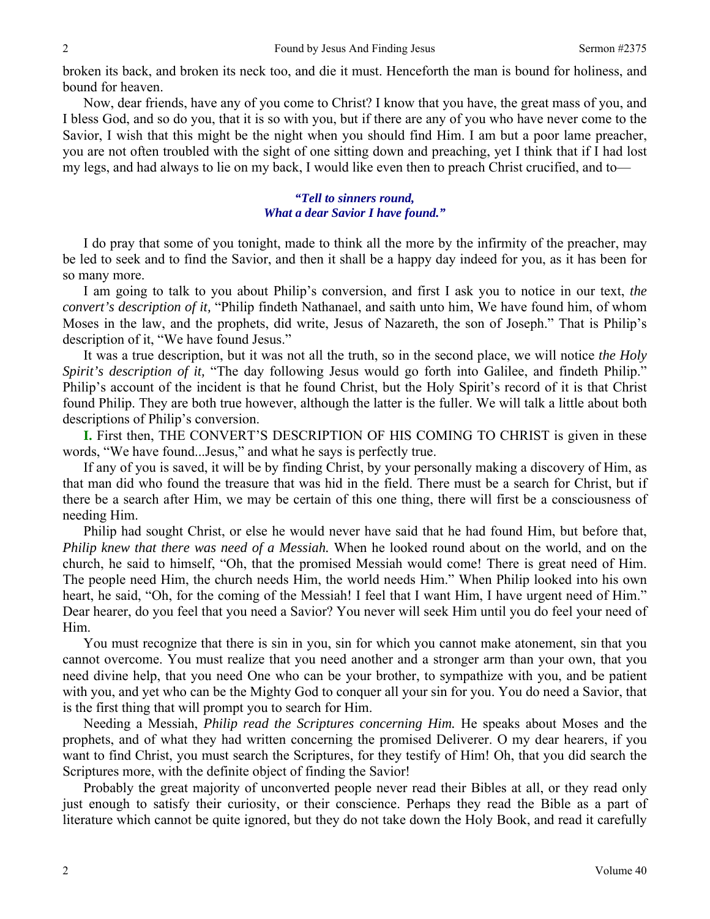broken its back, and broken its neck too, and die it must. Henceforth the man is bound for holiness, and bound for heaven.

Now, dear friends, have any of you come to Christ? I know that you have, the great mass of you, and I bless God, and so do you, that it is so with you, but if there are any of you who have never come to the Savior, I wish that this might be the night when you should find Him. I am but a poor lame preacher, you are not often troubled with the sight of one sitting down and preaching, yet I think that if I had lost my legs, and had always to lie on my back, I would like even then to preach Christ crucified, and to—

> ***"Tell to sinners round,***
> ***What a dear Savior I have found."***

I do pray that some of you tonight, made to think all the more by the infirmity of the preacher, may be led to seek and to find the Savior, and then it shall be a happy day indeed for you, as it has been for so many more.

I am going to talk to you about Philip's conversion, and first I ask you to notice in our text, *the convert's description of it,* "Philip findeth Nathanael, and saith unto him, We have found him, of whom Moses in the law, and the prophets, did write, Jesus of Nazareth, the son of Joseph." That is Philip's description of it, "We have found Jesus."

It was a true description, but it was not all the truth, so in the second place, we will notice *the Holy Spirit's description of it,* "The day following Jesus would go forth into Galilee, and findeth Philip." Philip's account of the incident is that he found Christ, but the Holy Spirit's record of it is that Christ found Philip. They are both true however, although the latter is the fuller. We will talk a little about both descriptions of Philip's conversion.

**I.** First then, THE CONVERT'S DESCRIPTION OF HIS COMING TO CHRIST is given in these words, "We have found...Jesus," and what he says is perfectly true.

If any of you is saved, it will be by finding Christ, by your personally making a discovery of Him, as that man did who found the treasure that was hid in the field. There must be a search for Christ, but if there be a search after Him, we may be certain of this one thing, there will first be a consciousness of needing Him.

Philip had sought Christ, or else he would never have said that he had found Him, but before that, *Philip knew that there was need of a Messiah.* When he looked round about on the world, and on the church, he said to himself, "Oh, that the promised Messiah would come! There is great need of Him. The people need Him, the church needs Him, the world needs Him." When Philip looked into his own heart, he said, "Oh, for the coming of the Messiah! I feel that I want Him, I have urgent need of Him." Dear hearer, do you feel that you need a Savior? You never will seek Him until you do feel your need of Him.

You must recognize that there is sin in you, sin for which you cannot make atonement, sin that you cannot overcome. You must realize that you need another and a stronger arm than your own, that you need divine help, that you need One who can be your brother, to sympathize with you, and be patient with you, and yet who can be the Mighty God to conquer all your sin for you. You do need a Savior, that is the first thing that will prompt you to search for Him.

Needing a Messiah, *Philip read the Scriptures concerning Him.* He speaks about Moses and the prophets, and of what they had written concerning the promised Deliverer. O my dear hearers, if you want to find Christ, you must search the Scriptures, for they testify of Him! Oh, that you did search the Scriptures more, with the definite object of finding the Savior!

Probably the great majority of unconverted people never read their Bibles at all, or they read only just enough to satisfy their curiosity, or their conscience. Perhaps they read the Bible as a part of literature which cannot be quite ignored, but they do not take down the Holy Book, and read it carefully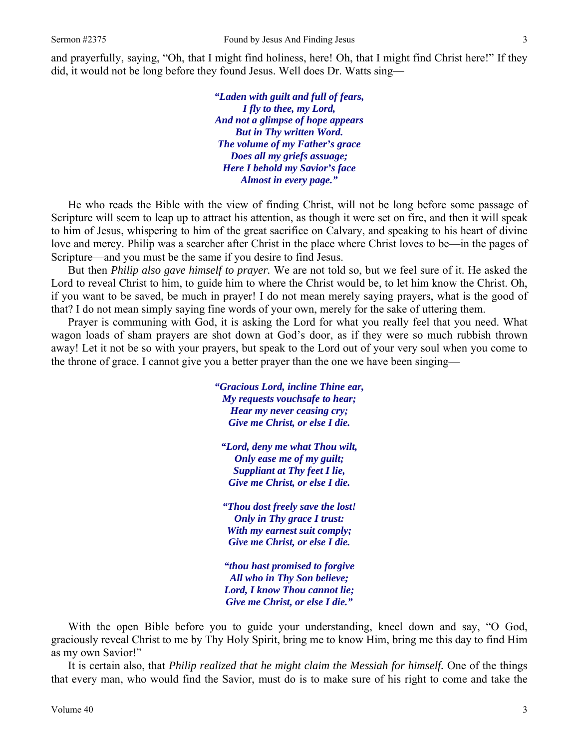and prayerfully, saying, "Oh, that I might find holiness, here! Oh, that I might find Christ here!" If they did, it would not be long before they found Jesus. Well does Dr. Watts sing—

> ***"Laden with guilt and full of fears,***
> ***I fly to thee, my Lord,***
> ***And not a glimpse of hope appears***
> ***But in Thy written Word.***
> ***The volume of my Father's grace***
> ***Does all my griefs assuage;***
> ***Here I behold my Savior's face***
> ***Almost in every page."***

He who reads the Bible with the view of finding Christ, will not be long before some passage of Scripture will seem to leap up to attract his attention, as though it were set on fire, and then it will speak to him of Jesus, whispering to him of the great sacrifice on Calvary, and speaking to his heart of divine love and mercy. Philip was a searcher after Christ in the place where Christ loves to be—in the pages of Scripture—and you must be the same if you desire to find Jesus.

But then *Philip also gave himself to prayer.* We are not told so, but we feel sure of it. He asked the Lord to reveal Christ to him, to guide him to where the Christ would be, to let him know the Christ. Oh, if you want to be saved, be much in prayer! I do not mean merely saying prayers, what is the good of that? I do not mean simply saying fine words of your own, merely for the sake of uttering them.

Prayer is communing with God, it is asking the Lord for what you really feel that you need. What wagon loads of sham prayers are shot down at God's door, as if they were so much rubbish thrown away! Let it not be so with your prayers, but speak to the Lord out of your very soul when you come to the throne of grace. I cannot give you a better prayer than the one we have been singing—

> ***"Gracious Lord, incline Thine ear,***
> ***My requests vouchsafe to hear;***
> ***Hear my never ceasing cry;***
> ***Give me Christ, or else I die.***
>
> ***"Lord, deny me what Thou wilt,***
> ***Only ease me of my guilt;***
> ***Suppliant at Thy feet I lie,***
> ***Give me Christ, or else I die.***
>
> ***"Thou dost freely save the lost!***
> ***Only in Thy grace I trust:***
> ***With my earnest suit comply;***
> ***Give me Christ, or else I die.***
>
> ***"thou hast promised to forgive***
> ***All who in Thy Son believe;***
> ***Lord, I know Thou cannot lie;***
> ***Give me Christ, or else I die."***

With the open Bible before you to guide your understanding, kneel down and say, "O God, graciously reveal Christ to me by Thy Holy Spirit, bring me to know Him, bring me this day to find Him as my own Savior!"

It is certain also, that *Philip realized that he might claim the Messiah for himself.* One of the things that every man, who would find the Savior, must do is to make sure of his right to come and take the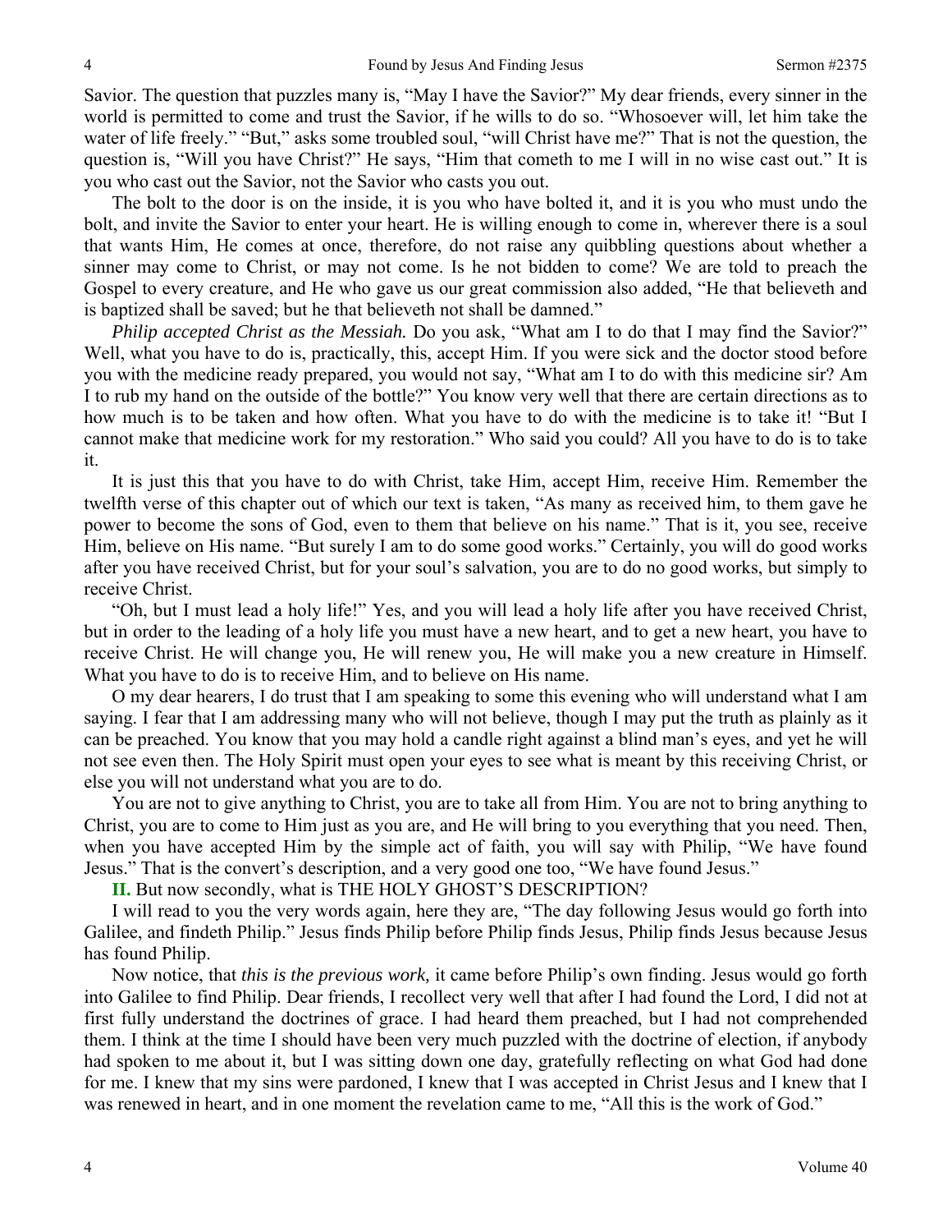Savior. The question that puzzles many is, "May I have the Savior?" My dear friends, every sinner in the world is permitted to come and trust the Savior, if he wills to do so. "Whosoever will, let him take the water of life freely." "But," asks some troubled soul, "will Christ have me?" That is not the question, the question is, "Will you have Christ?" He says, "Him that cometh to me I will in no wise cast out." It is you who cast out the Savior, not the Savior who casts you out.

The bolt to the door is on the inside, it is you who have bolted it, and it is you who must undo the bolt, and invite the Savior to enter your heart. He is willing enough to come in, wherever there is a soul that wants Him, He comes at once, therefore, do not raise any quibbling questions about whether a sinner may come to Christ, or may not come. Is he not bidden to come? We are told to preach the Gospel to every creature, and He who gave us our great commission also added, "He that believeth and is baptized shall be saved; but he that believeth not shall be damned."

*Philip accepted Christ as the Messiah.* Do you ask, "What am I to do that I may find the Savior?" Well, what you have to do is, practically, this, accept Him. If you were sick and the doctor stood before you with the medicine ready prepared, you would not say, "What am I to do with this medicine sir? Am I to rub my hand on the outside of the bottle?" You know very well that there are certain directions as to how much is to be taken and how often. What you have to do with the medicine is to take it! "But I cannot make that medicine work for my restoration." Who said you could? All you have to do is to take it.

It is just this that you have to do with Christ, take Him, accept Him, receive Him. Remember the twelfth verse of this chapter out of which our text is taken, "As many as received him, to them gave he power to become the sons of God, even to them that believe on his name." That is it, you see, receive Him, believe on His name. "But surely I am to do some good works." Certainly, you will do good works after you have received Christ, but for your soul's salvation, you are to do no good works, but simply to receive Christ.

"Oh, but I must lead a holy life!" Yes, and you will lead a holy life after you have received Christ, but in order to the leading of a holy life you must have a new heart, and to get a new heart, you have to receive Christ. He will change you, He will renew you, He will make you a new creature in Himself. What you have to do is to receive Him, and to believe on His name.

O my dear hearers, I do trust that I am speaking to some this evening who will understand what I am saying. I fear that I am addressing many who will not believe, though I may put the truth as plainly as it can be preached. You know that you may hold a candle right against a blind man's eyes, and yet he will not see even then. The Holy Spirit must open your eyes to see what is meant by this receiving Christ, or else you will not understand what you are to do.

You are not to give anything to Christ, you are to take all from Him. You are not to bring anything to Christ, you are to come to Him just as you are, and He will bring to you everything that you need. Then, when you have accepted Him by the simple act of faith, you will say with Philip, "We have found Jesus." That is the convert's description, and a very good one too, "We have found Jesus."

**II.** But now secondly, what is THE HOLY GHOST'S DESCRIPTION?

I will read to you the very words again, here they are, "The day following Jesus would go forth into Galilee, and findeth Philip." Jesus finds Philip before Philip finds Jesus, Philip finds Jesus because Jesus has found Philip.

Now notice, that *this is the previous work,* it came before Philip's own finding. Jesus would go forth into Galilee to find Philip. Dear friends, I recollect very well that after I had found the Lord, I did not at first fully understand the doctrines of grace. I had heard them preached, but I had not comprehended them. I think at the time I should have been very much puzzled with the doctrine of election, if anybody had spoken to me about it, but I was sitting down one day, gratefully reflecting on what God had done for me. I knew that my sins were pardoned, I knew that I was accepted in Christ Jesus and I knew that I was renewed in heart, and in one moment the revelation came to me, "All this is the work of God."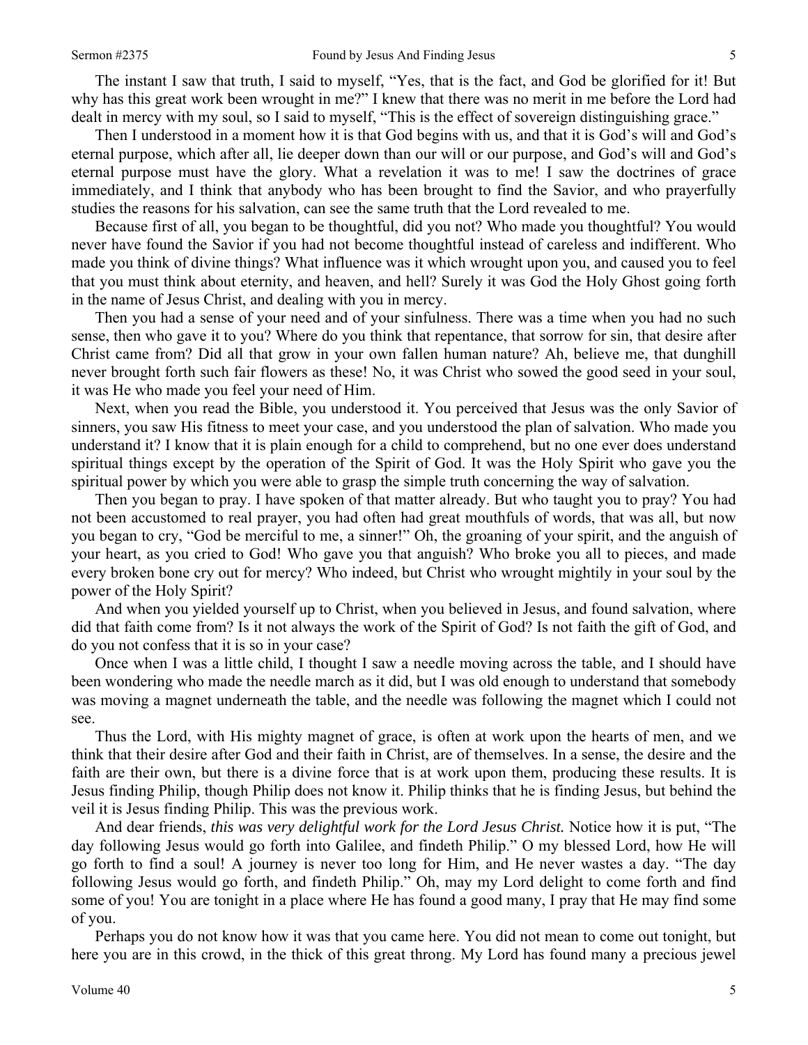The instant I saw that truth, I said to myself, "Yes, that is the fact, and God be glorified for it! But why has this great work been wrought in me?" I knew that there was no merit in me before the Lord had dealt in mercy with my soul, so I said to myself, "This is the effect of sovereign distinguishing grace."

Then I understood in a moment how it is that God begins with us, and that it is God's will and God's eternal purpose, which after all, lie deeper down than our will or our purpose, and God's will and God's eternal purpose must have the glory. What a revelation it was to me! I saw the doctrines of grace immediately, and I think that anybody who has been brought to find the Savior, and who prayerfully studies the reasons for his salvation, can see the same truth that the Lord revealed to me.

Because first of all, you began to be thoughtful, did you not? Who made you thoughtful? You would never have found the Savior if you had not become thoughtful instead of careless and indifferent. Who made you think of divine things? What influence was it which wrought upon you, and caused you to feel that you must think about eternity, and heaven, and hell? Surely it was God the Holy Ghost going forth in the name of Jesus Christ, and dealing with you in mercy.

Then you had a sense of your need and of your sinfulness. There was a time when you had no such sense, then who gave it to you? Where do you think that repentance, that sorrow for sin, that desire after Christ came from? Did all that grow in your own fallen human nature? Ah, believe me, that dunghill never brought forth such fair flowers as these! No, it was Christ who sowed the good seed in your soul, it was He who made you feel your need of Him.

Next, when you read the Bible, you understood it. You perceived that Jesus was the only Savior of sinners, you saw His fitness to meet your case, and you understood the plan of salvation. Who made you understand it? I know that it is plain enough for a child to comprehend, but no one ever does understand spiritual things except by the operation of the Spirit of God. It was the Holy Spirit who gave you the spiritual power by which you were able to grasp the simple truth concerning the way of salvation.

Then you began to pray. I have spoken of that matter already. But who taught you to pray? You had not been accustomed to real prayer, you had often had great mouthfuls of words, that was all, but now you began to cry, "God be merciful to me, a sinner!" Oh, the groaning of your spirit, and the anguish of your heart, as you cried to God! Who gave you that anguish? Who broke you all to pieces, and made every broken bone cry out for mercy? Who indeed, but Christ who wrought mightily in your soul by the power of the Holy Spirit?

And when you yielded yourself up to Christ, when you believed in Jesus, and found salvation, where did that faith come from? Is it not always the work of the Spirit of God? Is not faith the gift of God, and do you not confess that it is so in your case?

Once when I was a little child, I thought I saw a needle moving across the table, and I should have been wondering who made the needle march as it did, but I was old enough to understand that somebody was moving a magnet underneath the table, and the needle was following the magnet which I could not see.

Thus the Lord, with His mighty magnet of grace, is often at work upon the hearts of men, and we think that their desire after God and their faith in Christ, are of themselves. In a sense, the desire and the faith are their own, but there is a divine force that is at work upon them, producing these results. It is Jesus finding Philip, though Philip does not know it. Philip thinks that he is finding Jesus, but behind the veil it is Jesus finding Philip. This was the previous work.

And dear friends, *this was very delightful work for the Lord Jesus Christ.* Notice how it is put, "The day following Jesus would go forth into Galilee, and findeth Philip." O my blessed Lord, how He will go forth to find a soul! A journey is never too long for Him, and He never wastes a day. "The day following Jesus would go forth, and findeth Philip." Oh, may my Lord delight to come forth and find some of you! You are tonight in a place where He has found a good many, I pray that He may find some of you.

Perhaps you do not know how it was that you came here. You did not mean to come out tonight, but here you are in this crowd, in the thick of this great throng. My Lord has found many a precious jewel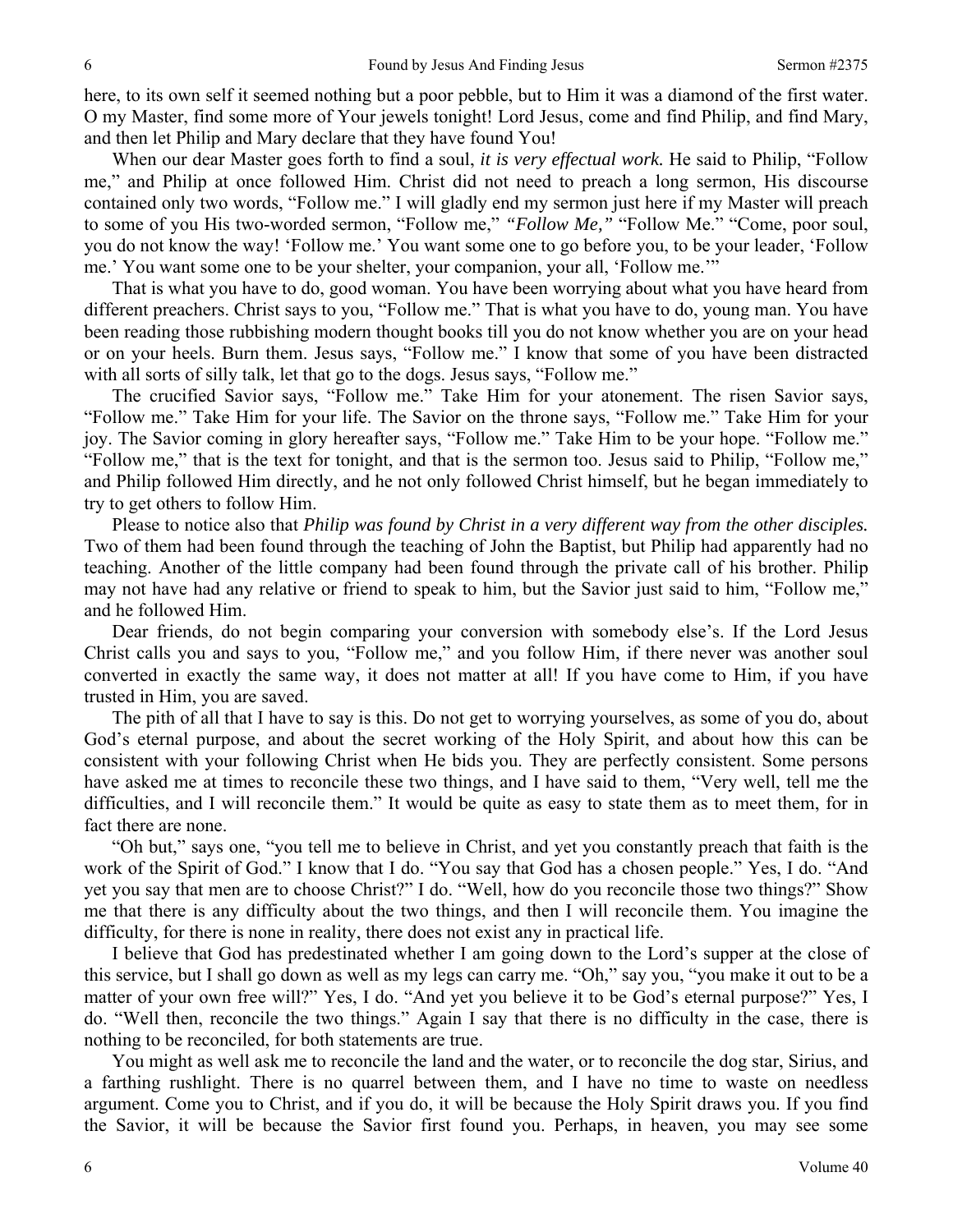here, to its own self it seemed nothing but a poor pebble, but to Him it was a diamond of the first water. O my Master, find some more of Your jewels tonight! Lord Jesus, come and find Philip, and find Mary, and then let Philip and Mary declare that they have found You!

When our dear Master goes forth to find a soul, *it is very effectual work.* He said to Philip, "Follow me," and Philip at once followed Him. Christ did not need to preach a long sermon, His discourse contained only two words, "Follow me." I will gladly end my sermon just here if my Master will preach to some of you His two-worded sermon, "Follow me," *"Follow Me,"* "Follow Me." "Come, poor soul, you do not know the way! 'Follow me.' You want some one to go before you, to be your leader, 'Follow me.' You want some one to be your shelter, your companion, your all, 'Follow me.'"

That is what you have to do, good woman. You have been worrying about what you have heard from different preachers. Christ says to you, "Follow me." That is what you have to do, young man. You have been reading those rubbishing modern thought books till you do not know whether you are on your head or on your heels. Burn them. Jesus says, "Follow me." I know that some of you have been distracted with all sorts of silly talk, let that go to the dogs. Jesus says, "Follow me."

The crucified Savior says, "Follow me." Take Him for your atonement. The risen Savior says, "Follow me." Take Him for your life. The Savior on the throne says, "Follow me." Take Him for your joy. The Savior coming in glory hereafter says, "Follow me." Take Him to be your hope. "Follow me." "Follow me," that is the text for tonight, and that is the sermon too. Jesus said to Philip, "Follow me," and Philip followed Him directly, and he not only followed Christ himself, but he began immediately to try to get others to follow Him.

Please to notice also that *Philip was found by Christ in a very different way from the other disciples.* Two of them had been found through the teaching of John the Baptist, but Philip had apparently had no teaching. Another of the little company had been found through the private call of his brother. Philip may not have had any relative or friend to speak to him, but the Savior just said to him, "Follow me," and he followed Him.

Dear friends, do not begin comparing your conversion with somebody else's. If the Lord Jesus Christ calls you and says to you, "Follow me," and you follow Him, if there never was another soul converted in exactly the same way, it does not matter at all! If you have come to Him, if you have trusted in Him, you are saved.

The pith of all that I have to say is this. Do not get to worrying yourselves, as some of you do, about God's eternal purpose, and about the secret working of the Holy Spirit, and about how this can be consistent with your following Christ when He bids you. They are perfectly consistent. Some persons have asked me at times to reconcile these two things, and I have said to them, "Very well, tell me the difficulties, and I will reconcile them." It would be quite as easy to state them as to meet them, for in fact there are none.

"Oh but," says one, "you tell me to believe in Christ, and yet you constantly preach that faith is the work of the Spirit of God." I know that I do. "You say that God has a chosen people." Yes, I do. "And yet you say that men are to choose Christ?" I do. "Well, how do you reconcile those two things?" Show me that there is any difficulty about the two things, and then I will reconcile them. You imagine the difficulty, for there is none in reality, there does not exist any in practical life.

I believe that God has predestinated whether I am going down to the Lord's supper at the close of this service, but I shall go down as well as my legs can carry me. "Oh," say you, "you make it out to be a matter of your own free will?" Yes, I do. "And yet you believe it to be God's eternal purpose?" Yes, I do. "Well then, reconcile the two things." Again I say that there is no difficulty in the case, there is nothing to be reconciled, for both statements are true.

You might as well ask me to reconcile the land and the water, or to reconcile the dog star, Sirius, and a farthing rushlight. There is no quarrel between them, and I have no time to waste on needless argument. Come you to Christ, and if you do, it will be because the Holy Spirit draws you. If you find the Savior, it will be because the Savior first found you. Perhaps, in heaven, you may see some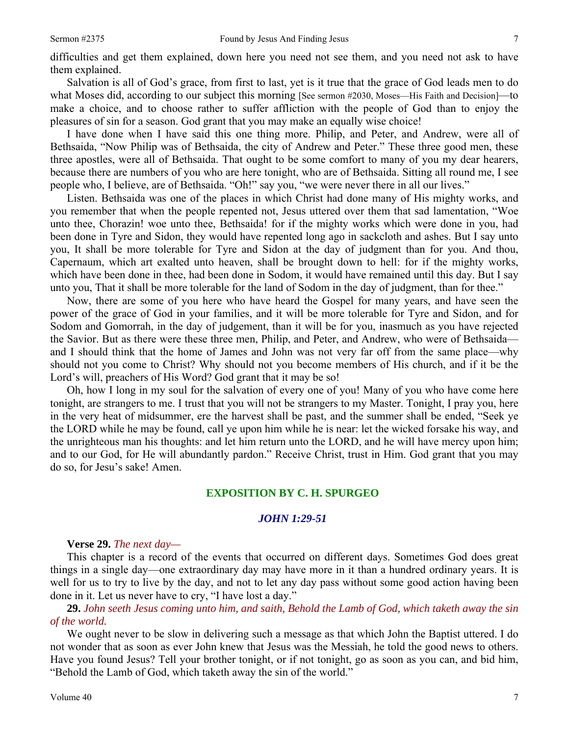difficulties and get them explained, down here you need not see them, and you need not ask to have them explained.

Salvation is all of God's grace, from first to last, yet is it true that the grace of God leads men to do what Moses did, according to our subject this morning [See sermon #2030, Moses—His Faith and Decision]—to make a choice, and to choose rather to suffer affliction with the people of God than to enjoy the pleasures of sin for a season. God grant that you may make an equally wise choice!

I have done when I have said this one thing more. Philip, and Peter, and Andrew, were all of Bethsaida, "Now Philip was of Bethsaida, the city of Andrew and Peter." These three good men, these three apostles, were all of Bethsaida. That ought to be some comfort to many of you my dear hearers, because there are numbers of you who are here tonight, who are of Bethsaida. Sitting all round me, I see people who, I believe, are of Bethsaida. "Oh!" say you, "we were never there in all our lives."

Listen. Bethsaida was one of the places in which Christ had done many of His mighty works, and you remember that when the people repented not, Jesus uttered over them that sad lamentation, "Woe unto thee, Chorazin! woe unto thee, Bethsaida! for if the mighty works which were done in you, had been done in Tyre and Sidon, they would have repented long ago in sackcloth and ashes. But I say unto you, It shall be more tolerable for Tyre and Sidon at the day of judgment than for you. And thou, Capernaum, which art exalted unto heaven, shall be brought down to hell: for if the mighty works, which have been done in thee, had been done in Sodom, it would have remained until this day. But I say unto you, That it shall be more tolerable for the land of Sodom in the day of judgment, than for thee."

Now, there are some of you here who have heard the Gospel for many years, and have seen the power of the grace of God in your families, and it will be more tolerable for Tyre and Sidon, and for Sodom and Gomorrah, in the day of judgement, than it will be for you, inasmuch as you have rejected the Savior. But as there were these three men, Philip, and Peter, and Andrew, who were of Bethsaida—and I should think that the home of James and John was not very far off from the same place—why should not you come to Christ? Why should not you become members of His church, and if it be the Lord's will, preachers of His Word? God grant that it may be so!

Oh, how I long in my soul for the salvation of every one of you! Many of you who have come here tonight, are strangers to me. I trust that you will not be strangers to my Master. Tonight, I pray you, here in the very heat of midsummer, ere the harvest shall be past, and the summer shall be ended, "Seek ye the LORD while he may be found, call ye upon him while he is near: let the wicked forsake his way, and the unrighteous man his thoughts: and let him return unto the LORD, and he will have mercy upon him; and to our God, for He will abundantly pardon." Receive Christ, trust in Him. God grant that you may do so, for Jesu's sake! Amen.

## EXPOSITION BY C. H. SPURGEO

### *JOHN 1:29-51*

**Verse 29.** *The next day—*

This chapter is a record of the events that occurred on different days. Sometimes God does great things in a single day—one extraordinary day may have more in it than a hundred ordinary years. It is well for us to try to live by the day, and not to let any day pass without some good action having been done in it. Let us never have to cry, "I have lost a day."

**29.** *John seeth Jesus coming unto him, and saith, Behold the Lamb of God, which taketh away the sin of the world.*

We ought never to be slow in delivering such a message as that which John the Baptist uttered. I do not wonder that as soon as ever John knew that Jesus was the Messiah, he told the good news to others. Have you found Jesus? Tell your brother tonight, or if not tonight, go as soon as you can, and bid him, "Behold the Lamb of God, which taketh away the sin of the world."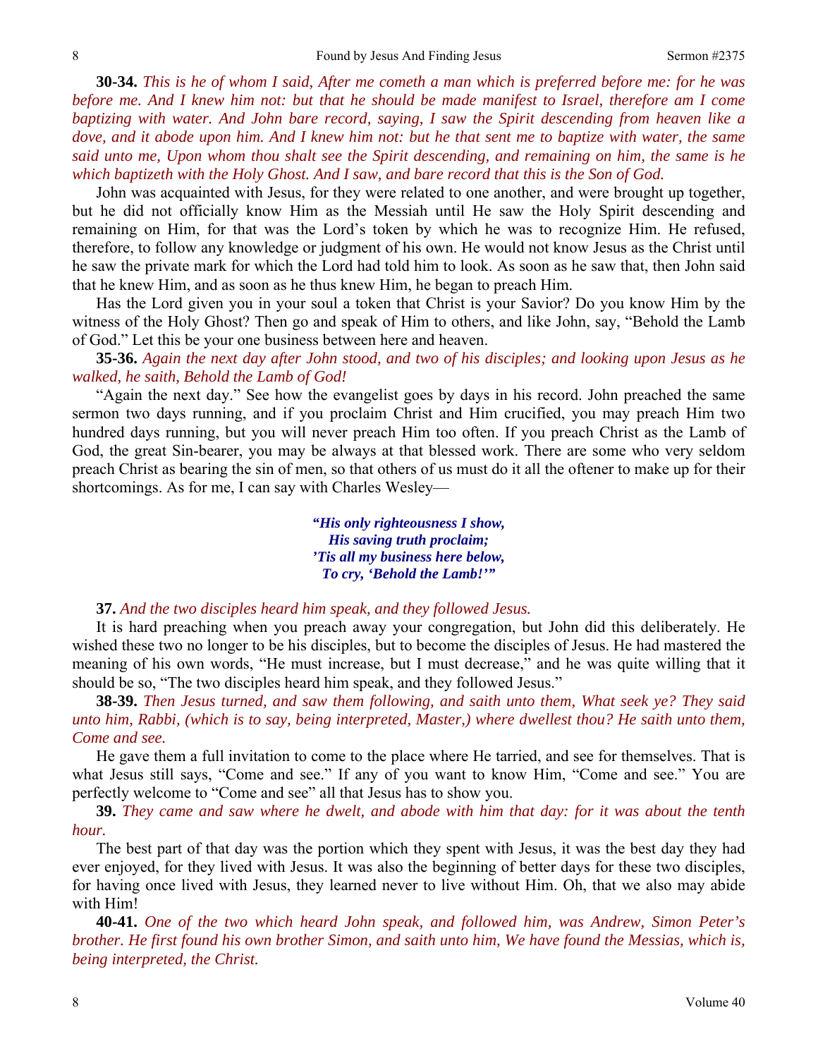**30-34.** *This is he of whom I said, After me cometh a man which is preferred before me: for he was before me. And I knew him not: but that he should be made manifest to Israel, therefore am I come baptizing with water. And John bare record, saying, I saw the Spirit descending from heaven like a dove, and it abode upon him. And I knew him not: but he that sent me to baptize with water, the same said unto me, Upon whom thou shalt see the Spirit descending, and remaining on him, the same is he which baptizeth with the Holy Ghost. And I saw, and bare record that this is the Son of God.*

John was acquainted with Jesus, for they were related to one another, and were brought up together, but he did not officially know Him as the Messiah until He saw the Holy Spirit descending and remaining on Him, for that was the Lord's token by which he was to recognize Him. He refused, therefore, to follow any knowledge or judgment of his own. He would not know Jesus as the Christ until he saw the private mark for which the Lord had told him to look. As soon as he saw that, then John said that he knew Him, and as soon as he thus knew Him, he began to preach Him.

Has the Lord given you in your soul a token that Christ is your Savior? Do you know Him by the witness of the Holy Ghost? Then go and speak of Him to others, and like John, say, "Behold the Lamb of God." Let this be your one business between here and heaven.

**35-36.** *Again the next day after John stood, and two of his disciples; and looking upon Jesus as he walked, he saith, Behold the Lamb of God!*

"Again the next day." See how the evangelist goes by days in his record. John preached the same sermon two days running, and if you proclaim Christ and Him crucified, you may preach Him two hundred days running, but you will never preach Him too often. If you preach Christ as the Lamb of God, the great Sin-bearer, you may be always at that blessed work. There are some who very seldom preach Christ as bearing the sin of men, so that others of us must do it all the oftener to make up for their shortcomings. As for me, I can say with Charles Wesley—

> ***"His only righteousness I show,***
> ***His saving truth proclaim;***
> ***'Tis all my business here below,***
> ***To cry, 'Behold the Lamb!'"***

**37.** *And the two disciples heard him speak, and they followed Jesus.*

It is hard preaching when you preach away your congregation, but John did this deliberately. He wished these two no longer to be his disciples, but to become the disciples of Jesus. He had mastered the meaning of his own words, "He must increase, but I must decrease," and he was quite willing that it should be so, "The two disciples heard him speak, and they followed Jesus."

**38-39.** *Then Jesus turned, and saw them following, and saith unto them, What seek ye? They said unto him, Rabbi, (which is to say, being interpreted, Master,) where dwellest thou? He saith unto them, Come and see.*

He gave them a full invitation to come to the place where He tarried, and see for themselves. That is what Jesus still says, "Come and see." If any of you want to know Him, "Come and see." You are perfectly welcome to "Come and see" all that Jesus has to show you.

**39.** *They came and saw where he dwelt, and abode with him that day: for it was about the tenth hour.*

The best part of that day was the portion which they spent with Jesus, it was the best day they had ever enjoyed, for they lived with Jesus. It was also the beginning of better days for these two disciples, for having once lived with Jesus, they learned never to live without Him. Oh, that we also may abide with Him!

**40-41.** *One of the two which heard John speak, and followed him, was Andrew, Simon Peter's brother. He first found his own brother Simon, and saith unto him, We have found the Messias, which is, being interpreted, the Christ.*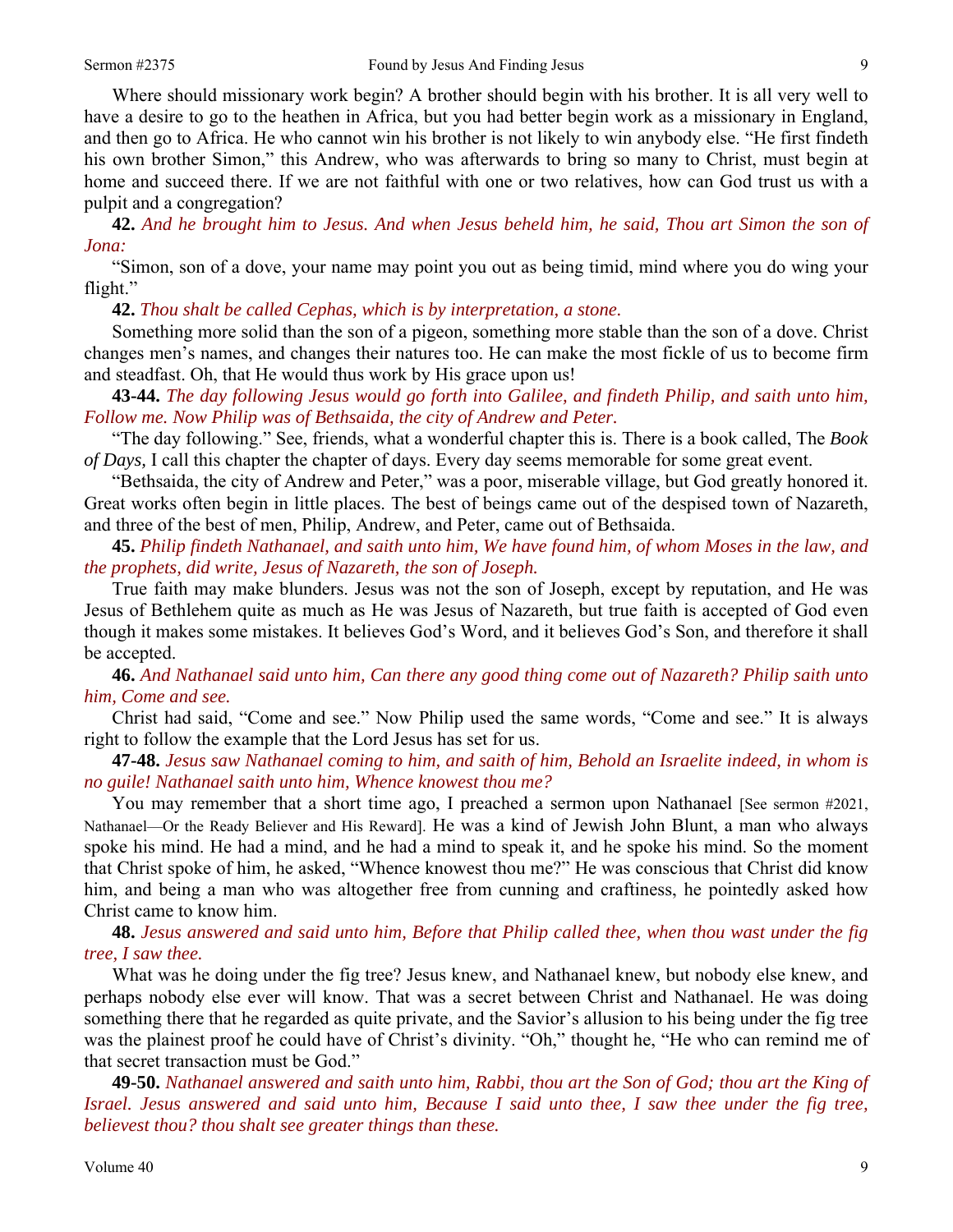Where should missionary work begin? A brother should begin with his brother. It is all very well to have a desire to go to the heathen in Africa, but you had better begin work as a missionary in England, and then go to Africa. He who cannot win his brother is not likely to win anybody else. "He first findeth his own brother Simon," this Andrew, who was afterwards to bring so many to Christ, must begin at home and succeed there. If we are not faithful with one or two relatives, how can God trust us with a pulpit and a congregation?

**42.** *And he brought him to Jesus. And when Jesus beheld him, he said, Thou art Simon the son of Jona:*

"Simon, son of a dove, your name may point you out as being timid, mind where you do wing your flight."

**42.** *Thou shalt be called Cephas, which is by interpretation, a stone.*

Something more solid than the son of a pigeon, something more stable than the son of a dove. Christ changes men's names, and changes their natures too. He can make the most fickle of us to become firm and steadfast. Oh, that He would thus work by His grace upon us!

**43-44.** *The day following Jesus would go forth into Galilee, and findeth Philip, and saith unto him, Follow me. Now Philip was of Bethsaida, the city of Andrew and Peter.*

"The day following." See, friends, what a wonderful chapter this is. There is a book called, The *Book of Days,* I call this chapter the chapter of days. Every day seems memorable for some great event.

"Bethsaida, the city of Andrew and Peter," was a poor, miserable village, but God greatly honored it. Great works often begin in little places. The best of beings came out of the despised town of Nazareth, and three of the best of men, Philip, Andrew, and Peter, came out of Bethsaida.

**45.** *Philip findeth Nathanael, and saith unto him, We have found him, of whom Moses in the law, and the prophets, did write, Jesus of Nazareth, the son of Joseph.*

True faith may make blunders. Jesus was not the son of Joseph, except by reputation, and He was Jesus of Bethlehem quite as much as He was Jesus of Nazareth, but true faith is accepted of God even though it makes some mistakes. It believes God's Word, and it believes God's Son, and therefore it shall be accepted.

**46.** *And Nathanael said unto him, Can there any good thing come out of Nazareth? Philip saith unto him, Come and see.*

Christ had said, "Come and see." Now Philip used the same words, "Come and see." It is always right to follow the example that the Lord Jesus has set for us.

**47-48.** *Jesus saw Nathanael coming to him, and saith of him, Behold an Israelite indeed, in whom is no guile! Nathanael saith unto him, Whence knowest thou me?*

You may remember that a short time ago, I preached a sermon upon Nathanael [See sermon #2021, Nathanael—Or the Ready Believer and His Reward]. He was a kind of Jewish John Blunt, a man who always spoke his mind. He had a mind, and he had a mind to speak it, and he spoke his mind. So the moment that Christ spoke of him, he asked, "Whence knowest thou me?" He was conscious that Christ did know him, and being a man who was altogether free from cunning and craftiness, he pointedly asked how Christ came to know him.

**48.** *Jesus answered and said unto him, Before that Philip called thee, when thou wast under the fig tree, I saw thee.*

What was he doing under the fig tree? Jesus knew, and Nathanael knew, but nobody else knew, and perhaps nobody else ever will know. That was a secret between Christ and Nathanael. He was doing something there that he regarded as quite private, and the Savior's allusion to his being under the fig tree was the plainest proof he could have of Christ's divinity. "Oh," thought he, "He who can remind me of that secret transaction must be God."

**49-50.** *Nathanael answered and saith unto him, Rabbi, thou art the Son of God; thou art the King of Israel. Jesus answered and said unto him, Because I said unto thee, I saw thee under the fig tree, believest thou? thou shalt see greater things than these.*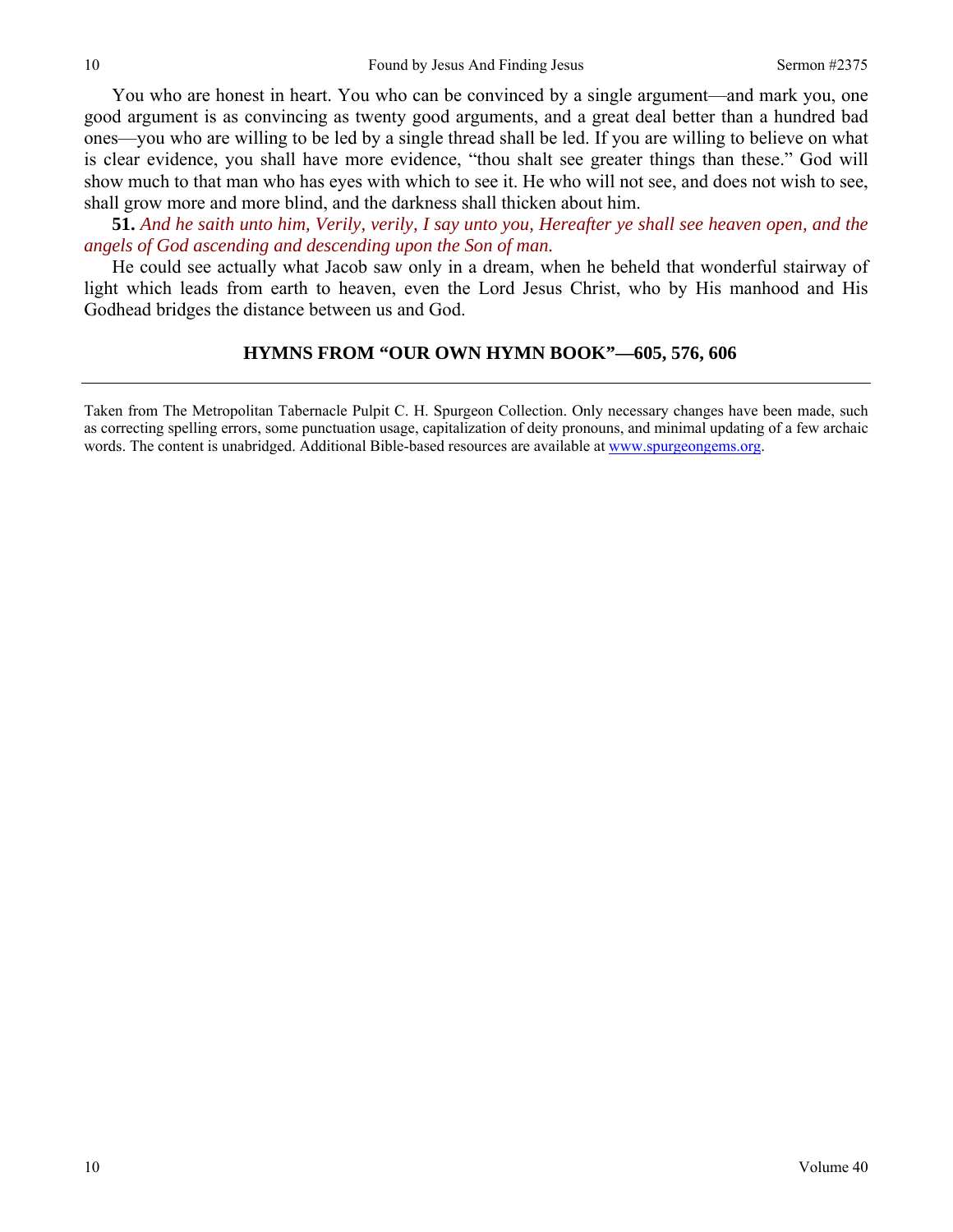You who are honest in heart. You who can be convinced by a single argument—and mark you, one good argument is as convincing as twenty good arguments, and a great deal better than a hundred bad ones—you who are willing to be led by a single thread shall be led. If you are willing to believe on what is clear evidence, you shall have more evidence, "thou shalt see greater things than these." God will show much to that man who has eyes with which to see it. He who will not see, and does not wish to see, shall grow more and more blind, and the darkness shall thicken about him.

**51.** *And he saith unto him, Verily, verily, I say unto you, Hereafter ye shall see heaven open, and the angels of God ascending and descending upon the Son of man.*

He could see actually what Jacob saw only in a dream, when he beheld that wonderful stairway of light which leads from earth to heaven, even the Lord Jesus Christ, who by His manhood and His Godhead bridges the distance between us and God.

### HYMNS FROM "OUR OWN HYMN BOOK"—605, 576, 606

---

Taken from The Metropolitan Tabernacle Pulpit C. H. Spurgeon Collection. Only necessary changes have been made, such as correcting spelling errors, some punctuation usage, capitalization of deity pronouns, and minimal updating of a few archaic words. The content is unabridged. Additional Bible-based resources are available at www.spurgeongems.org.